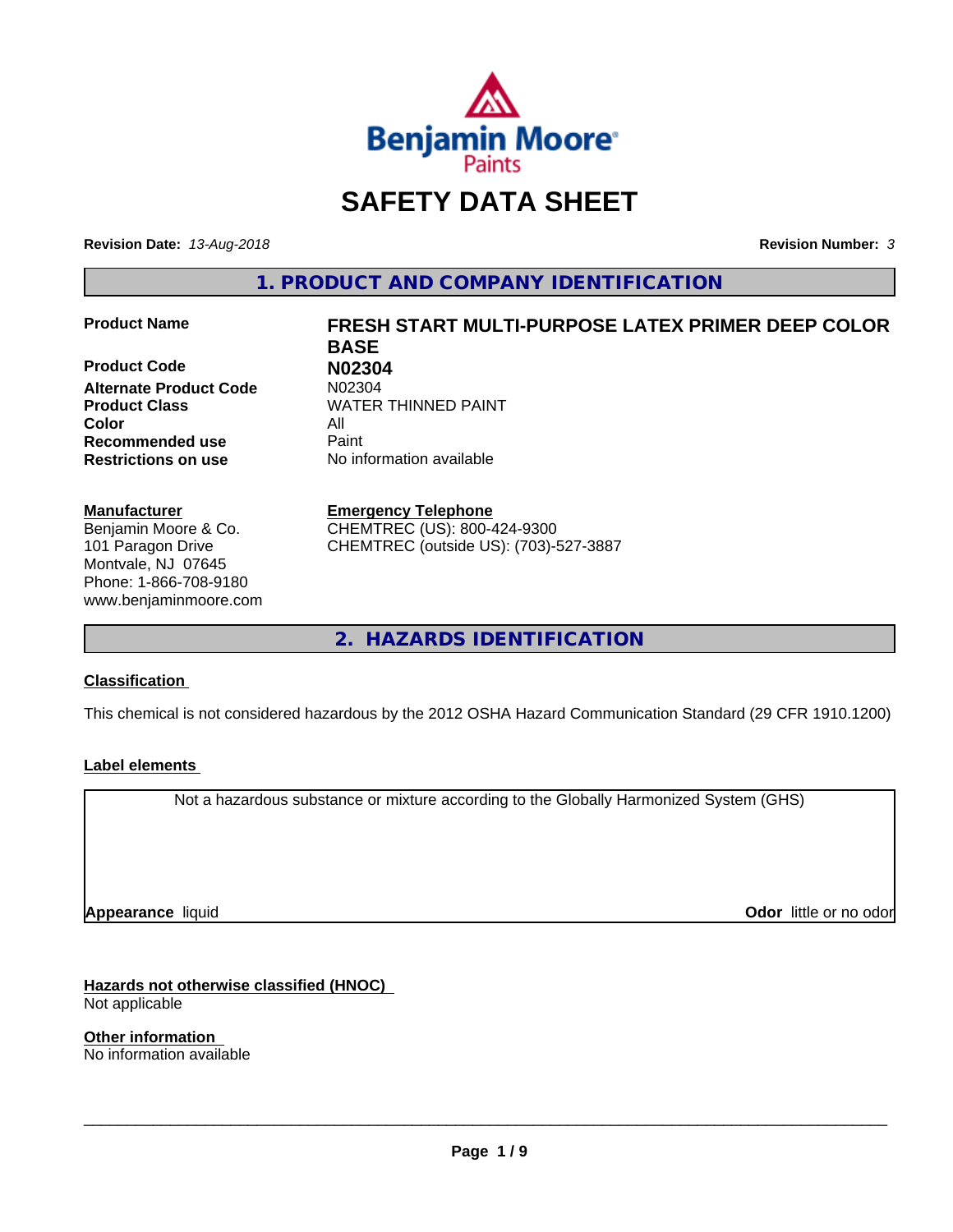# SAFETY DATA SHEET

**Revision Date:** *13-Aug-2018*

**Revision Number:** *3*

## 1. PRODUCT AND COMPANY IDENTIFICATION

| | |
|---|---|
| **Product Name** | **FRESH START MULTI-PURPOSE LATEX PRIMER DEEP COLOR BASE** |
| **Product Code** | **N02304** |
| **Alternate Product Code** | N02304 |
| **Product Class** | WATER THINNED PAINT |
| **Color** | All |
| **Recommended use** | Paint |
| **Restrictions on use** | No information available |

**Manufacturer**
Benjamin Moore & Co.
101 Paragon Drive
Montvale, NJ 07645
Phone: 1-866-708-9180
www.benjaminmoore.com

**Emergency Telephone**
CHEMTREC (US): 800-424-9300
CHEMTREC (outside US): (703)-527-3887

## 2. HAZARDS IDENTIFICATION

### Classification

This chemical is not considered hazardous by the 2012 OSHA Hazard Communication Standard (29 CFR 1910.1200)

### Label elements

Not a hazardous substance or mixture according to the Globally Harmonized System (GHS)

**Appearance** liquid

**Odor** little or no odor

### Hazards not otherwise classified (HNOC)

Not applicable

### Other information

No information available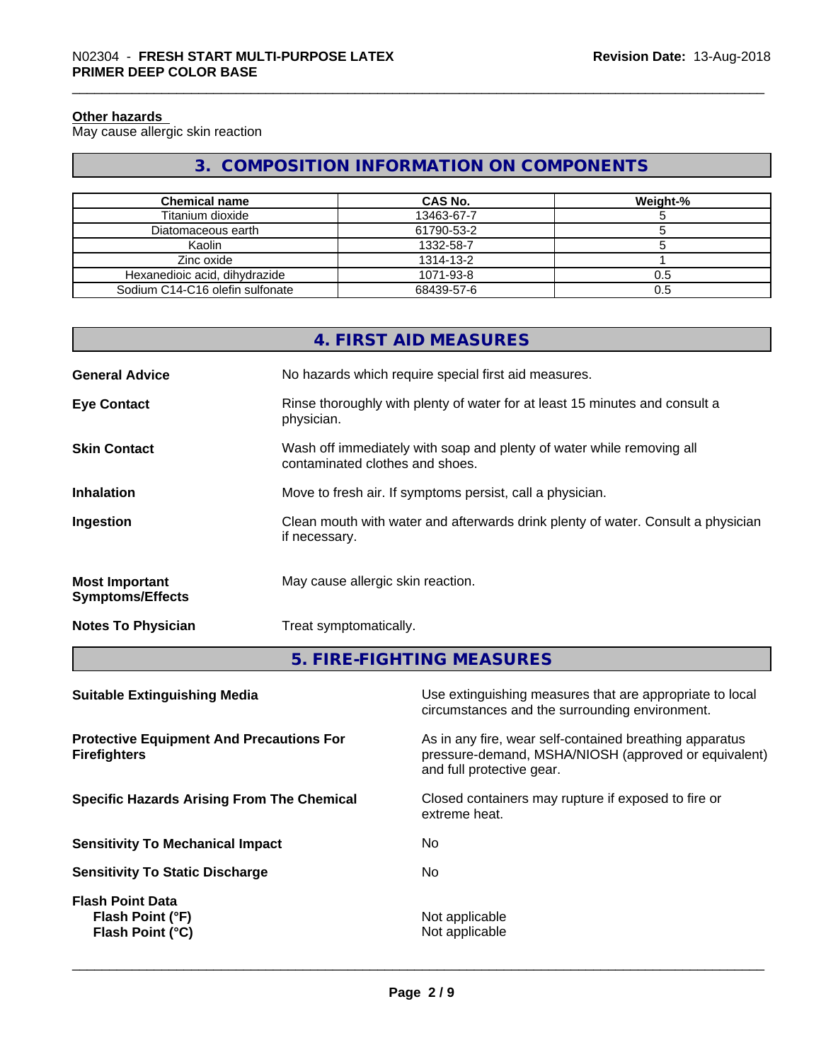**Other hazards**
May cause allergic skin reaction

## 3. COMPOSITION INFORMATION ON COMPONENTS

| Chemical name | CAS No. | Weight-% |
|---|---|---|
| Titanium dioxide | 13463-67-7 | 5 |
| Diatomaceous earth | 61790-53-2 | 5 |
| Kaolin | 1332-58-7 | 5 |
| Zinc oxide | 1314-13-2 | 1 |
| Hexanedioic acid, dihydrazide | 1071-93-8 | 0.5 |
| Sodium C14-C16 olefin sulfonate | 68439-57-6 | 0.5 |

## 4. FIRST AID MEASURES

**General Advice** No hazards which require special first aid measures.

**Eye Contact** Rinse thoroughly with plenty of water for at least 15 minutes and consult a physician.

**Skin Contact** Wash off immediately with soap and plenty of water while removing all contaminated clothes and shoes.

**Inhalation** Move to fresh air. If symptoms persist, call a physician.

**Ingestion** Clean mouth with water and afterwards drink plenty of water. Consult a physician if necessary.

**Most Important Symptoms/Effects** May cause allergic skin reaction.

**Notes To Physician** Treat symptomatically.

## 5. FIRE-FIGHTING MEASURES

**Suitable Extinguishing Media** Use extinguishing measures that are appropriate to local circumstances and the surrounding environment.

**Protective Equipment And Precautions For Firefighters** As in any fire, wear self-contained breathing apparatus pressure-demand, MSHA/NIOSH (approved or equivalent) and full protective gear.

**Specific Hazards Arising From The Chemical** Closed containers may rupture if exposed to fire or extreme heat.

**Sensitivity To Mechanical Impact** No

**Sensitivity To Static Discharge** No

**Flash Point Data**
**Flash Point (°F)** Not applicable
**Flash Point (°C)** Not applicable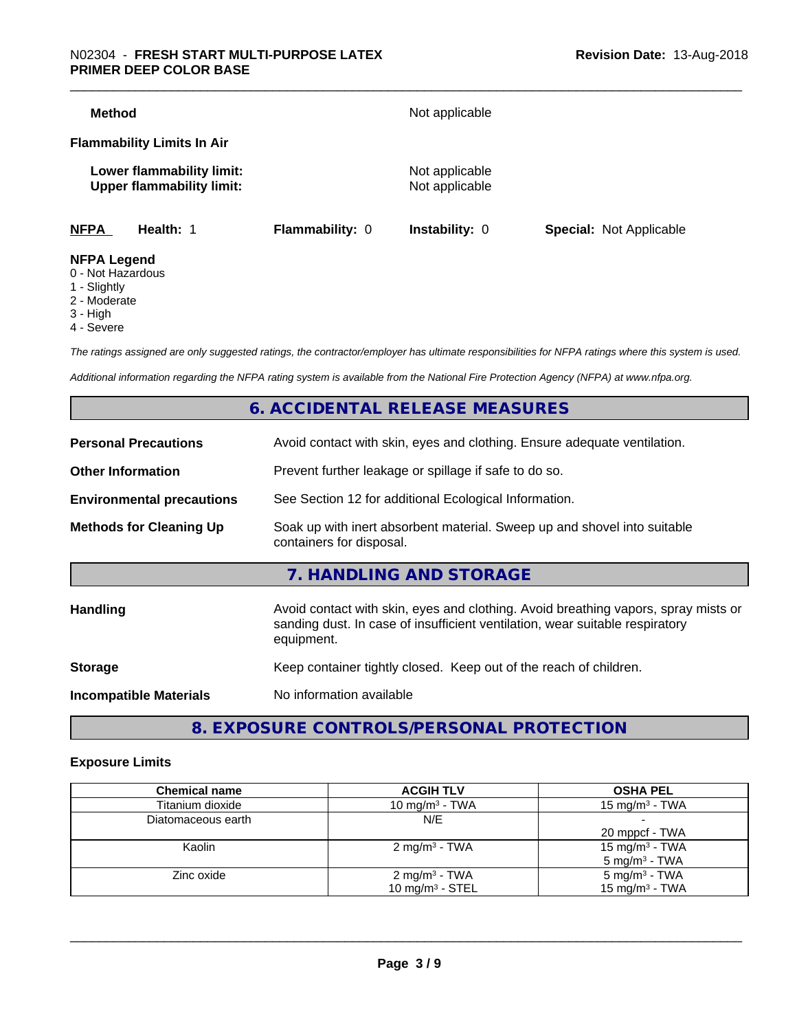**Method** Not applicable

**Flammability Limits In Air**

**Lower flammability limit:** Not applicable
**Upper flammability limit:** Not applicable

**NFPA** **Health:** 1 **Flammability:** 0 **Instability:** 0 **Special:** Not Applicable

**NFPA Legend**
0 - Not Hazardous
1 - Slightly
2 - Moderate
3 - High
4 - Severe

*The ratings assigned are only suggested ratings, the contractor/employer has ultimate responsibilities for NFPA ratings where this system is used.*

*Additional information regarding the NFPA rating system is available from the National Fire Protection Agency (NFPA) at www.nfpa.org.*

## 6. ACCIDENTAL RELEASE MEASURES

**Personal Precautions** Avoid contact with skin, eyes and clothing. Ensure adequate ventilation.

**Other Information** Prevent further leakage or spillage if safe to do so.

**Environmental precautions** See Section 12 for additional Ecological Information.

**Methods for Cleaning Up** Soak up with inert absorbent material. Sweep up and shovel into suitable containers for disposal.

## 7. HANDLING AND STORAGE

**Handling** Avoid contact with skin, eyes and clothing. Avoid breathing vapors, spray mists or sanding dust. In case of insufficient ventilation, wear suitable respiratory equipment.

**Storage** Keep container tightly closed. Keep out of the reach of children.

**Incompatible Materials** No information available

## 8. EXPOSURE CONTROLS/PERSONAL PROTECTION

**Exposure Limits**

| Chemical name | ACGIH TLV | OSHA PEL |
|---|---|---|
| Titanium dioxide | 10 mg/m³ - TWA | 15 mg/m³ - TWA |
| Diatomaceous earth | N/E | -<br>20 mppcf - TWA |
| Kaolin | 2 mg/m³ - TWA | 15 mg/m³ - TWA<br>5 mg/m³ - TWA |
| Zinc oxide | 2 mg/m³ - TWA<br>10 mg/m³ - STEL | 5 mg/m³ - TWA<br>15 mg/m³ - TWA |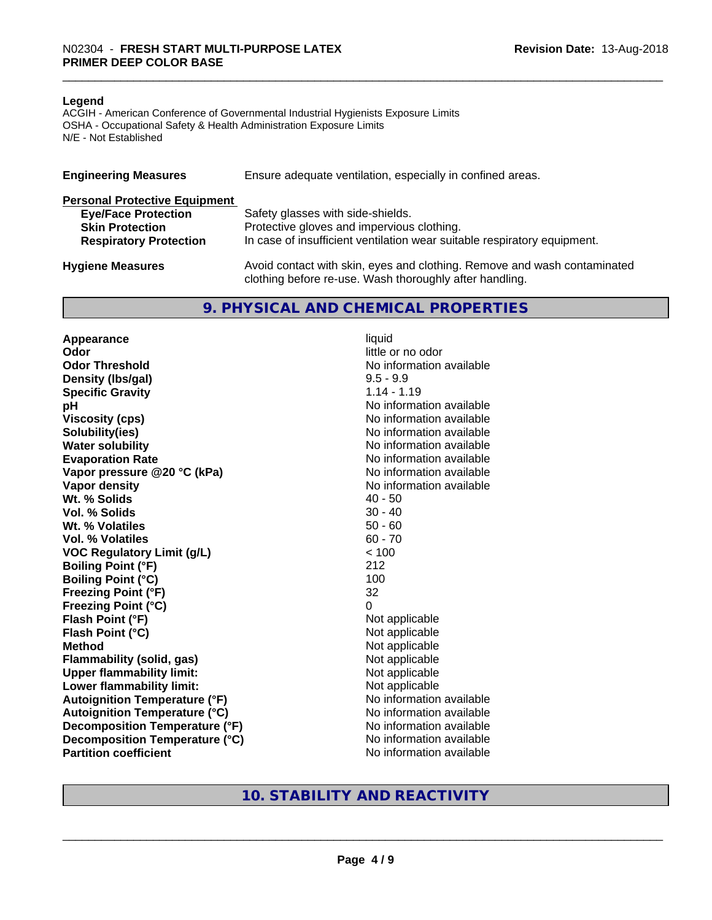**Legend**

ACGIH - American Conference of Governmental Industrial Hygienists Exposure Limits
OSHA - Occupational Safety & Health Administration Exposure Limits
N/E - Not Established

| | |
|---|---|
| **Engineering Measures** | Ensure adequate ventilation, especially in confined areas. |
| **Personal Protective Equipment** | |
| **Eye/Face Protection** | Safety glasses with side-shields. |
| **Skin Protection** | Protective gloves and impervious clothing. |
| **Respiratory Protection** | In case of insufficient ventilation wear suitable respiratory equipment. |
| **Hygiene Measures** | Avoid contact with skin, eyes and clothing. Remove and wash contaminated clothing before re-use. Wash thoroughly after handling. |

## 9. PHYSICAL AND CHEMICAL PROPERTIES

| | |
|---|---|
| **Appearance** | liquid |
| **Odor** | little or no odor |
| **Odor Threshold** | No information available |
| **Density (lbs/gal)** | 9.5 - 9.9 |
| **Specific Gravity** | 1.14 - 1.19 |
| **pH** | No information available |
| **Viscosity (cps)** | No information available |
| **Solubility(ies)** | No information available |
| **Water solubility** | No information available |
| **Evaporation Rate** | No information available |
| **Vapor pressure @20 °C (kPa)** | No information available |
| **Vapor density** | No information available |
| **Wt. % Solids** | 40 - 50 |
| **Vol. % Solids** | 30 - 40 |
| **Wt. % Volatiles** | 50 - 60 |
| **Vol. % Volatiles** | 60 - 70 |
| **VOC Regulatory Limit (g/L)** | < 100 |
| **Boiling Point (°F)** | 212 |
| **Boiling Point (°C)** | 100 |
| **Freezing Point (°F)** | 32 |
| **Freezing Point (°C)** | 0 |
| **Flash Point (°F)** | Not applicable |
| **Flash Point (°C)** | Not applicable |
| **Method** | Not applicable |
| **Flammability (solid, gas)** | Not applicable |
| **Upper flammability limit:** | Not applicable |
| **Lower flammability limit:** | Not applicable |
| **Autoignition Temperature (°F)** | No information available |
| **Autoignition Temperature (°C)** | No information available |
| **Decomposition Temperature (°F)** | No information available |
| **Decomposition Temperature (°C)** | No information available |
| **Partition coefficient** | No information available |

## 10. STABILITY AND REACTIVITY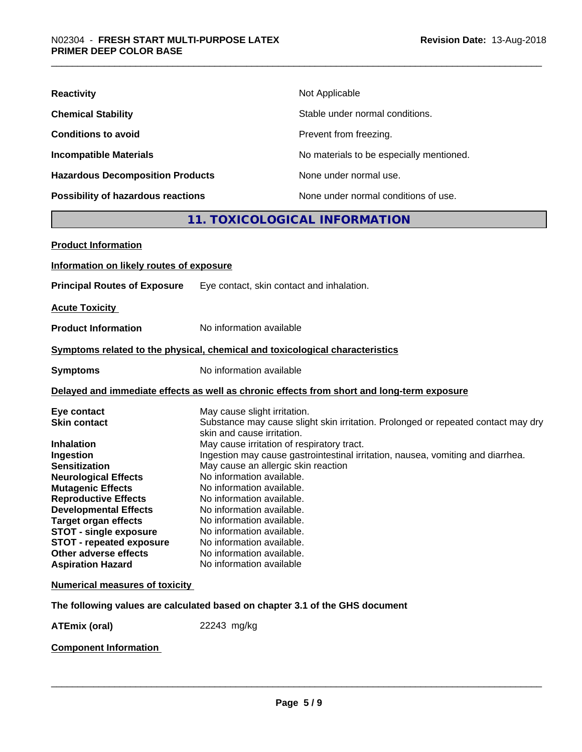| | |
|---|---|
| **Reactivity** | Not Applicable |
| **Chemical Stability** | Stable under normal conditions. |
| **Conditions to avoid** | Prevent from freezing. |
| **Incompatible Materials** | No materials to be especially mentioned. |
| **Hazardous Decomposition Products** | None under normal use. |
| **Possibility of hazardous reactions** | None under normal conditions of use. |

## 11. TOXICOLOGICAL INFORMATION

**Product Information**

**Information on likely routes of exposure**

**Principal Routes of Exposure** Eye contact, skin contact and inhalation.

**Acute Toxicity**

**Product Information** No information available

**Symptoms related to the physical, chemical and toxicological characteristics**

**Symptoms** No information available

**Delayed and immediate effects as well as chronic effects from short and long-term exposure**

| | |
|---|---|
| **Eye contact** | May cause slight irritation. |
| **Skin contact** | Substance may cause slight skin irritation. Prolonged or repeated contact may dry skin and cause irritation. |
| **Inhalation** | May cause irritation of respiratory tract. |
| **Ingestion** | Ingestion may cause gastrointestinal irritation, nausea, vomiting and diarrhea. |
| **Sensitization** | May cause an allergic skin reaction |
| **Neurological Effects** | No information available. |
| **Mutagenic Effects** | No information available. |
| **Reproductive Effects** | No information available. |
| **Developmental Effects** | No information available. |
| **Target organ effects** | No information available. |
| **STOT - single exposure** | No information available. |
| **STOT - repeated exposure** | No information available. |
| **Other adverse effects** | No information available. |
| **Aspiration Hazard** | No information available |

**Numerical measures of toxicity**

**The following values are calculated based on chapter 3.1 of the GHS document**

**ATEmix (oral)** 22243 mg/kg

**Component Information**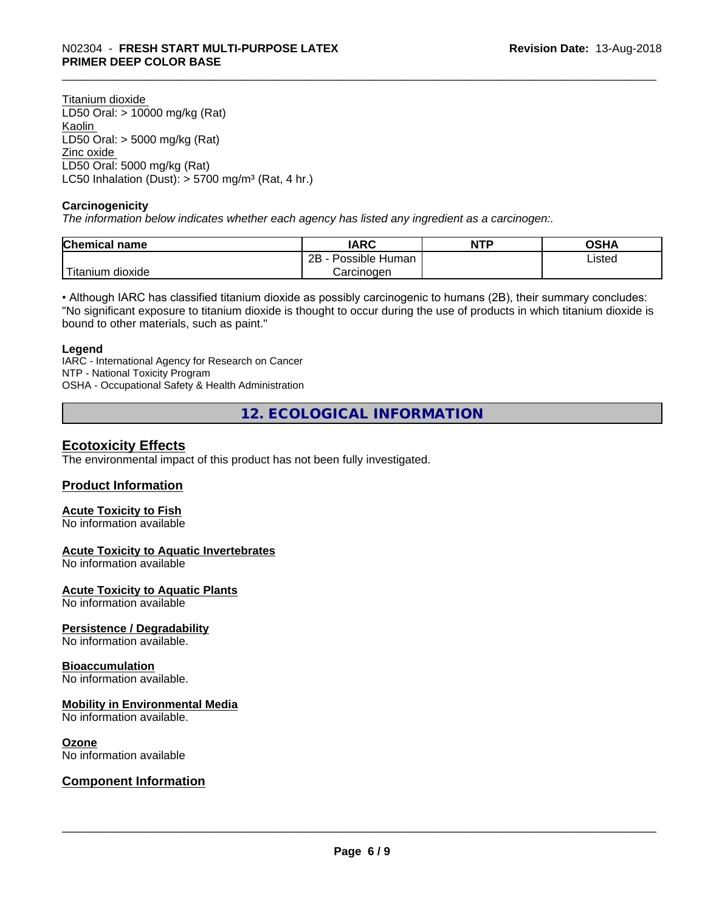Titanium dioxide
LD50 Oral: > 10000 mg/kg (Rat)
Kaolin
LD50 Oral: > 5000 mg/kg (Rat)
Zinc oxide
LD50 Oral: 5000 mg/kg (Rat)
LC50 Inhalation (Dust): > 5700 mg/m³ (Rat, 4 hr.)

**Carcinogenicity**

*The information below indicates whether each agency has listed any ingredient as a carcinogen:.*

| Chemical name | IARC | NTP | OSHA |
|---|---|---|---|
| Titanium dioxide | 2B - Possible Human Carcinogen | | Listed |

• Although IARC has classified titanium dioxide as possibly carcinogenic to humans (2B), their summary concludes: "No significant exposure to titanium dioxide is thought to occur during the use of products in which titanium dioxide is bound to other materials, such as paint."

**Legend**

IARC - International Agency for Research on Cancer
NTP - National Toxicity Program
OSHA - Occupational Safety & Health Administration

## 12. ECOLOGICAL INFORMATION

### Ecotoxicity Effects

The environmental impact of this product has not been fully investigated.

### Product Information

**Acute Toxicity to Fish**
No information available

**Acute Toxicity to Aquatic Invertebrates**
No information available

**Acute Toxicity to Aquatic Plants**
No information available

**Persistence / Degradability**
No information available.

**Bioaccumulation**
No information available.

**Mobility in Environmental Media**
No information available.

**Ozone**
No information available

### Component Information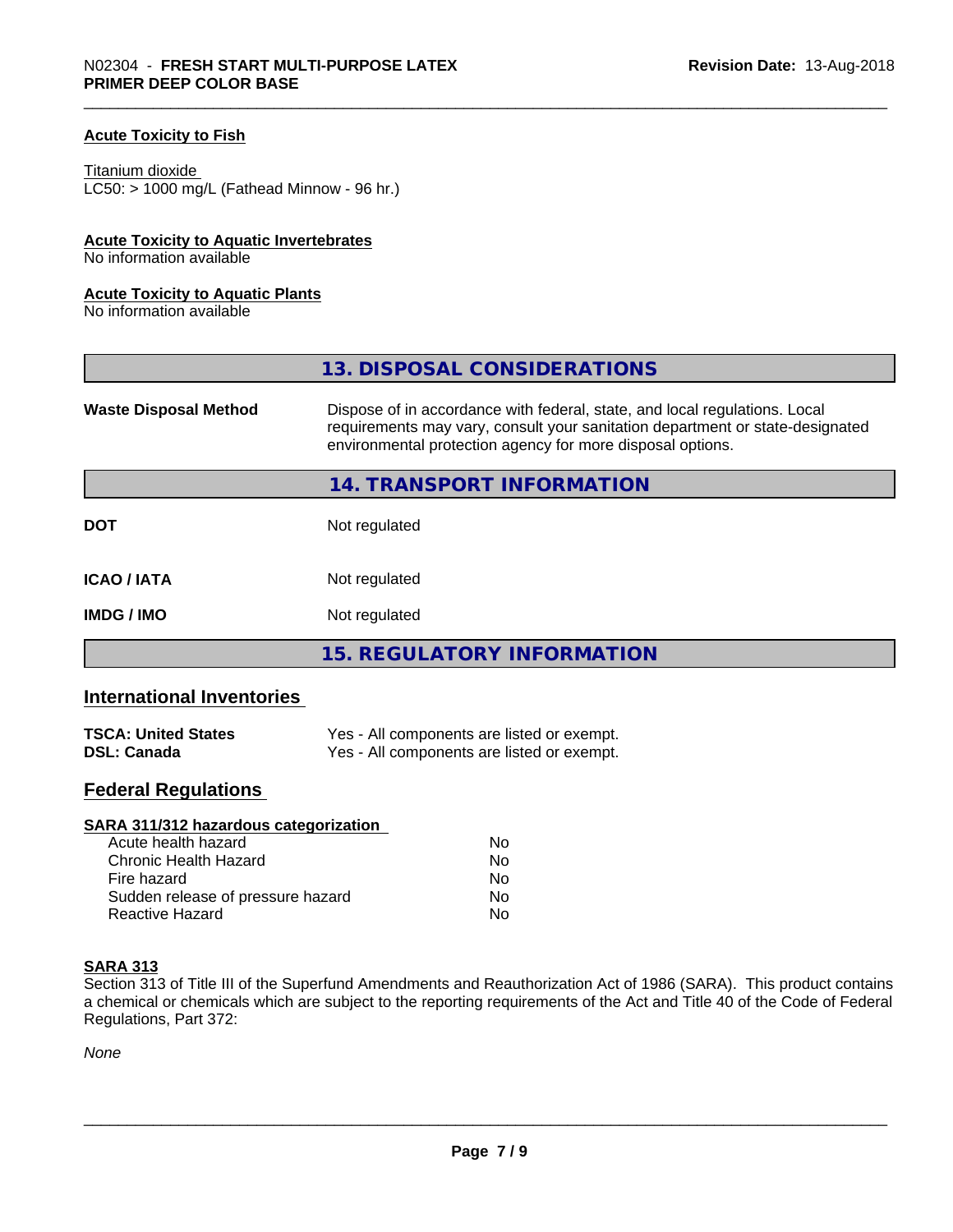### Acute Toxicity to Fish

Titanium dioxide
LC50: > 1000 mg/L (Fathead Minnow - 96 hr.)

### Acute Toxicity to Aquatic Invertebrates

No information available

### Acute Toxicity to Aquatic Plants

No information available

## 13. DISPOSAL CONSIDERATIONS

| | |
|---|---|
| **Waste Disposal Method** | Dispose of in accordance with federal, state, and local regulations. Local requirements may vary, consult your sanitation department or state-designated environmental protection agency for more disposal options. |

## 14. TRANSPORT INFORMATION

| | |
|---|---|
| **DOT** | Not regulated |
| **ICAO / IATA** | Not regulated |
| **IMDG / IMO** | Not regulated |

## 15. REGULATORY INFORMATION

### International Inventories

| | |
|---|---|
| **TSCA: United States** | Yes - All components are listed or exempt. |
| **DSL: Canada** | Yes - All components are listed or exempt. |

### Federal Regulations

**SARA 311/312 hazardous categorization**

| | |
|---|---|
| Acute health hazard | No |
| Chronic Health Hazard | No |
| Fire hazard | No |
| Sudden release of pressure hazard | No |
| Reactive Hazard | No |

**SARA 313**

Section 313 of Title III of the Superfund Amendments and Reauthorization Act of 1986 (SARA). This product contains a chemical or chemicals which are subject to the reporting requirements of the Act and Title 40 of the Code of Federal Regulations, Part 372:

*None*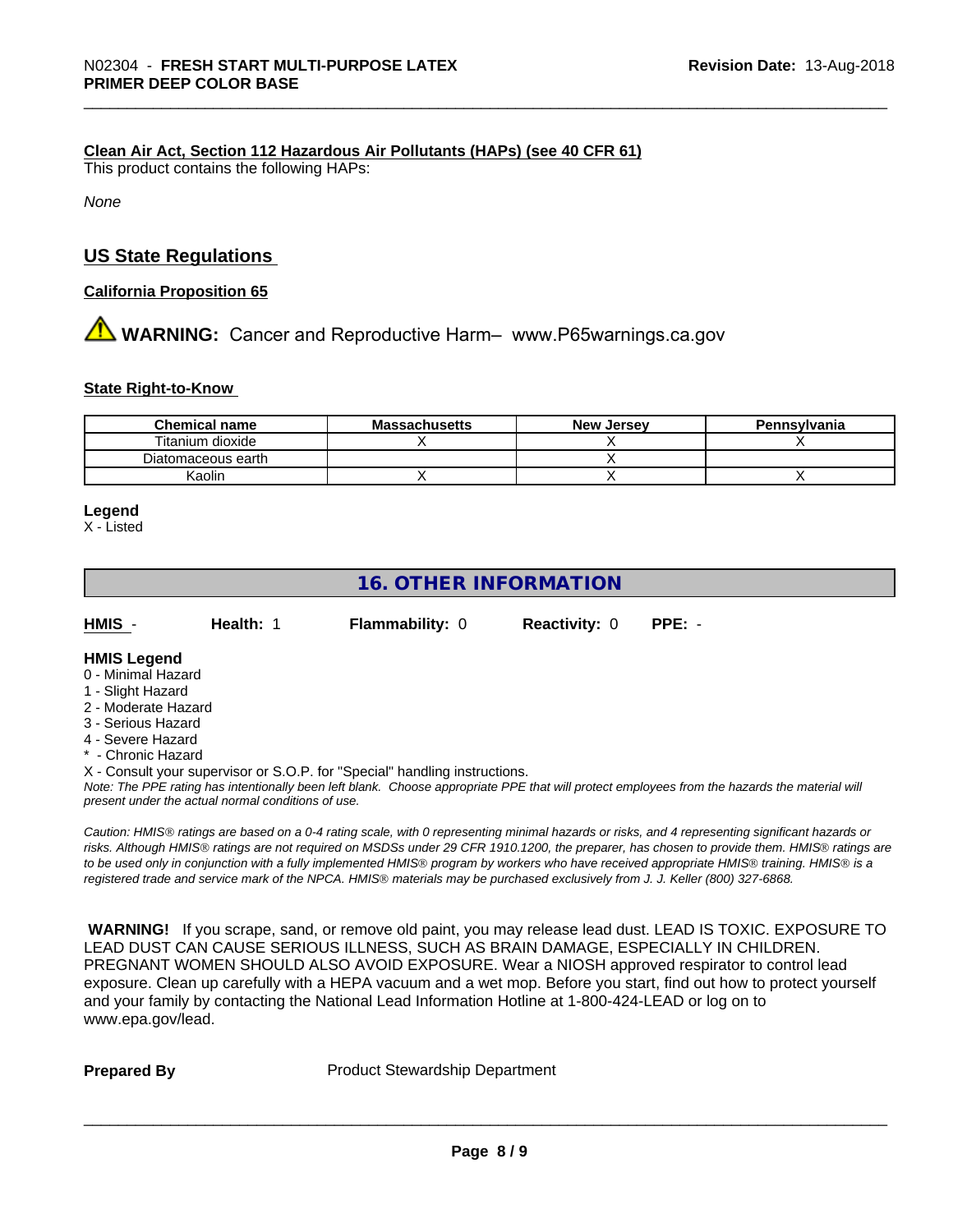**Clean Air Act, Section 112 Hazardous Air Pollutants (HAPs) (see 40 CFR 61)**

This product contains the following HAPs:

*None*

## US State Regulations

**California Proposition 65**

**WARNING:** Cancer and Reproductive Harm– www.P65warnings.ca.gov

**State Right-to-Know**

| Chemical name | Massachusetts | New Jersey | Pennsylvania |
|---|---|---|---|
| Titanium dioxide | X | X | X |
| Diatomaceous earth | | X | |
| Kaolin | X | X | X |

**Legend**

X - Listed

## 16. OTHER INFORMATION

**HMIS** - **Health:** 1 **Flammability:** 0 **Reactivity:** 0 **PPE:** -

**HMIS Legend**

0 - Minimal Hazard
1 - Slight Hazard
2 - Moderate Hazard
3 - Serious Hazard
4 - Severe Hazard
* - Chronic Hazard
X - Consult your supervisor or S.O.P. for "Special" handling instructions.

*Note: The PPE rating has intentionally been left blank. Choose appropriate PPE that will protect employees from the hazards the material will present under the actual normal conditions of use.*

*Caution: HMIS® ratings are based on a 0-4 rating scale, with 0 representing minimal hazards or risks, and 4 representing significant hazards or risks. Although HMIS® ratings are not required on MSDSs under 29 CFR 1910.1200, the preparer, has chosen to provide them. HMIS® ratings are to be used only in conjunction with a fully implemented HMIS® program by workers who have received appropriate HMIS® training. HMIS® is a registered trade and service mark of the NPCA. HMIS® materials may be purchased exclusively from J. J. Keller (800) 327-6868.*

**WARNING!** If you scrape, sand, or remove old paint, you may release lead dust. LEAD IS TOXIC. EXPOSURE TO LEAD DUST CAN CAUSE SERIOUS ILLNESS, SUCH AS BRAIN DAMAGE, ESPECIALLY IN CHILDREN. PREGNANT WOMEN SHOULD ALSO AVOID EXPOSURE. Wear a NIOSH approved respirator to control lead exposure. Clean up carefully with a HEPA vacuum and a wet mop. Before you start, find out how to protect yourself and your family by contacting the National Lead Information Hotline at 1-800-424-LEAD or log on to www.epa.gov/lead.

**Prepared By** Product Stewardship Department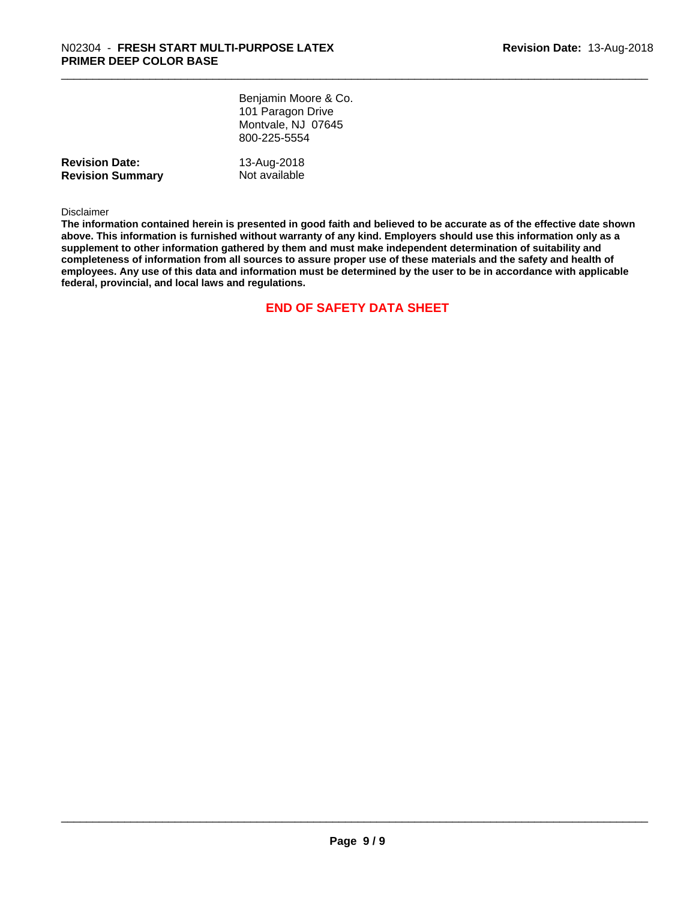Benjamin Moore & Co.
101 Paragon Drive
Montvale, NJ 07645
800-225-5554

| | |
|---|---|
| **Revision Date:** | 13-Aug-2018 |
| **Revision Summary** | Not available |

Disclaimer

**The information contained herein is presented in good faith and believed to be accurate as of the effective date shown above. This information is furnished without warranty of any kind. Employers should use this information only as a supplement to other information gathered by them and must make independent determination of suitability and completeness of information from all sources to assure proper use of these materials and the safety and health of employees. Any use of this data and information must be determined by the user to be in accordance with applicable federal, provincial, and local laws and regulations.**

**END OF SAFETY DATA SHEET**